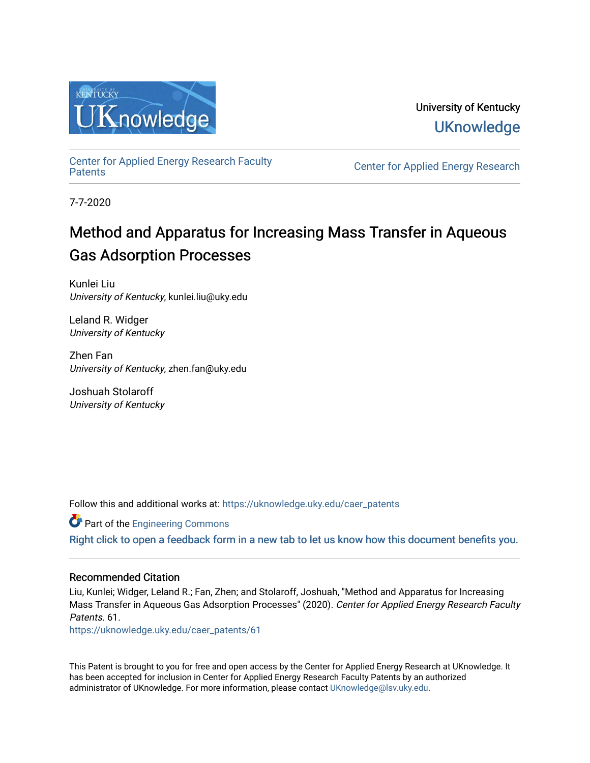University of Kentucky

UKnowledge

Center for Applied Energy Research Faculty Patents

Center for Applied Energy Research

7-7-2020

# Method and Apparatus for Increasing Mass Transfer in Aqueous Gas Adsorption Processes

Kunlei Liu
*University of Kentucky*, kunlei.liu@uky.edu

Leland R. Widger
*University of Kentucky*

Zhen Fan
*University of Kentucky*, zhen.fan@uky.edu

Joshuah Stolaroff
*University of Kentucky*

Follow this and additional works at: https://uknowledge.uky.edu/caer_patents

Part of the Engineering Commons

Right click to open a feedback form in a new tab to let us know how this document benefits you.

### Recommended Citation

Liu, Kunlei; Widger, Leland R.; Fan, Zhen; and Stolaroff, Joshuah, "Method and Apparatus for Increasing Mass Transfer in Aqueous Gas Adsorption Processes" (2020). *Center for Applied Energy Research Faculty Patents*. 61.
https://uknowledge.uky.edu/caer_patents/61

This Patent is brought to you for free and open access by the Center for Applied Energy Research at UKnowledge. It has been accepted for inclusion in Center for Applied Energy Research Faculty Patents by an authorized administrator of UKnowledge. For more information, please contact UKnowledge@lsv.uky.edu.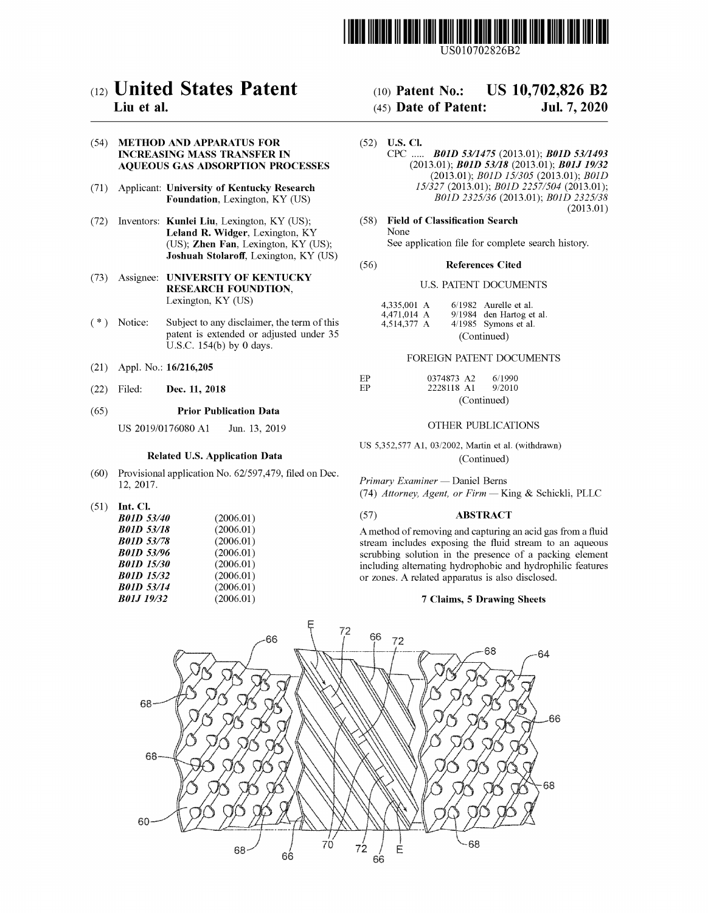# United States Patent

**Liu et al.**

(10) **Patent No.: US 10,702,826 B2**

(45) **Date of Patent: Jul. 7, 2020**

(54) **METHOD AND APPARATUS FOR INCREASING MASS TRANSFER IN AQUEOUS GAS ADSORPTION PROCESSES**

(71) Applicant: **University of Kentucky Research Foundation**, Lexington, KY (US)

(72) Inventors: **Kunlei Liu**, Lexington, KY (US); **Leland R. Widger**, Lexington, KY (US); **Zhen Fan**, Lexington, KY (US); **Joshuah Stolaroff**, Lexington, KY (US)

(73) Assignee: **UNIVERSITY OF KENTUCKY RESEARCH FOUNDTION**, Lexington, KY (US)

( * ) Notice: Subject to any disclaimer, the term of this patent is extended or adjusted under 35 U.S.C. 154(b) by 0 days.

(21) Appl. No.: **16/216,205**

(22) Filed: **Dec. 11, 2018**

(65) **Prior Publication Data**

US 2019/0176080 A1 Jun. 13, 2019

**Related U.S. Application Data**

(60) Provisional application No. 62/597,479, filed on Dec. 12, 2017.

(51) **Int. Cl.**

| | |
|---|---|
| ***B01D 53/40*** | (2006.01) |
| ***B01D 53/18*** | (2006.01) |
| ***B01D 53/78*** | (2006.01) |
| ***B01D 53/96*** | (2006.01) |
| ***B01D 15/30*** | (2006.01) |
| ***B01D 15/32*** | (2006.01) |
| ***B01D 53/14*** | (2006.01) |
| ***B01J 19/32*** | (2006.01) |

(52) **U.S. Cl.**

CPC ..... ***B01D 53/1475*** (2013.01); ***B01D 53/1493*** (2013.01); ***B01D 53/18*** (2013.01); ***B01J 19/32*** (2013.01); *B01D 15/305* (2013.01); *B01D 15/327* (2013.01); *B01D 2257/504* (2013.01); *B01D 2325/36* (2013.01); *B01D 2325/38* (2013.01)

(58) **Field of Classification Search**

None

See application file for complete search history.

(56) **References Cited**

U.S. PATENT DOCUMENTS

| | | |
|---|---|---|
| 4,335,001 A | 6/1982 | Aurelle et al. |
| 4,471,014 A | 9/1984 | den Hartog et al. |
| 4,514,377 A | 4/1985 | Symons et al. |

(Continued)

FOREIGN PATENT DOCUMENTS

| | | |
|---|---|---|
| EP | 0374873 A2 | 6/1990 |
| EP | 2228118 A1 | 9/2010 |

(Continued)

OTHER PUBLICATIONS

US 5,352,577 A1, 03/2002, Martin et al. (withdrawn)

(Continued)

*Primary Examiner* — Daniel Berns

(74) *Attorney, Agent, or Firm* — King & Schickli, PLLC

(57) **ABSTRACT**

A method of removing and capturing an acid gas from a fluid stream includes exposing the fluid stream to an aqueous scrubbing solution in the presence of a packing element including alternating hydrophobic and hydrophilic features or zones. A related apparatus is also disclosed.

**7 Claims, 5 Drawing Sheets**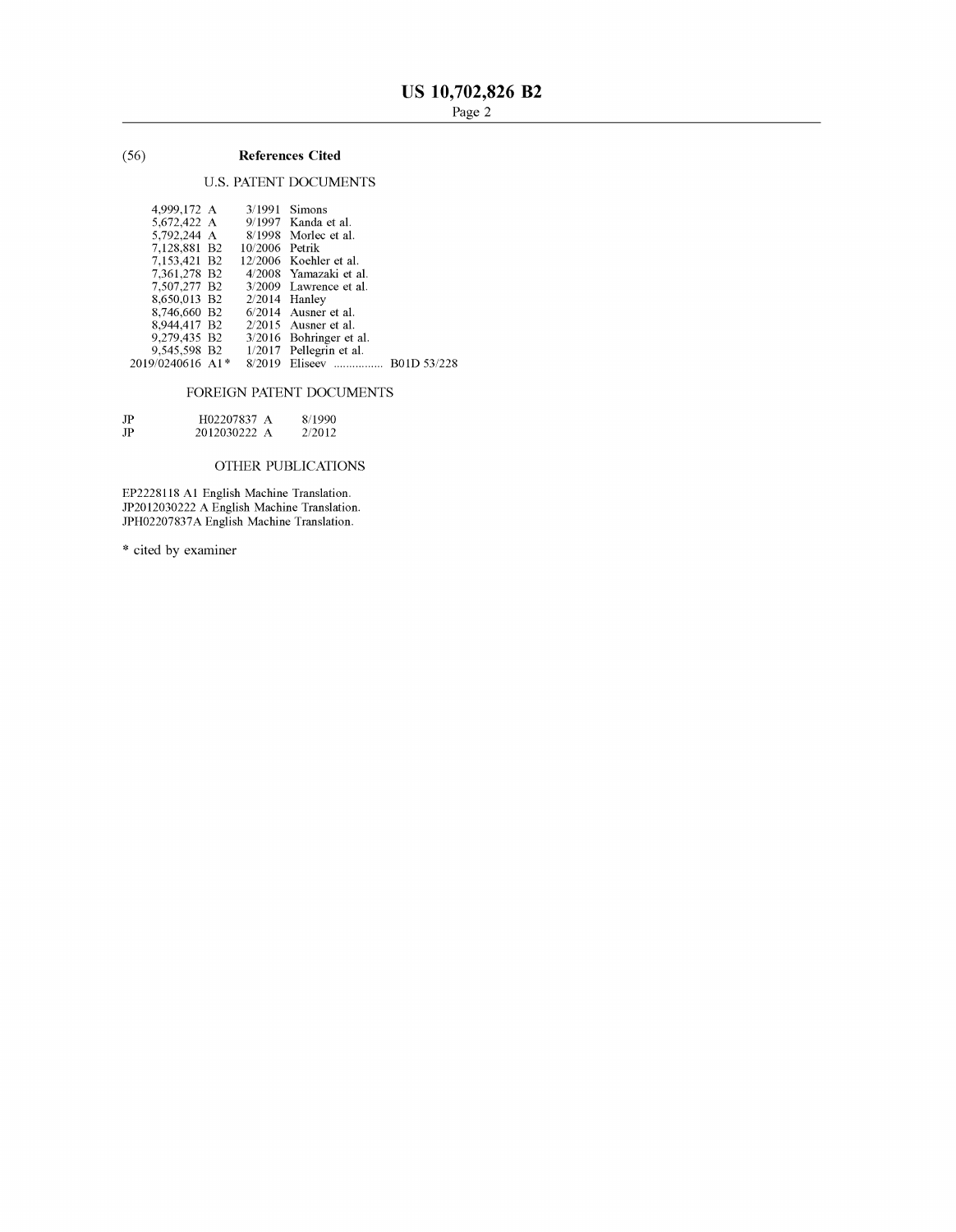(56) **References Cited**

U.S. PATENT DOCUMENTS

| | | |
|---|---|---|
| 4,999,172 A | 3/1991 | Simons |
| 5,672,422 A | 9/1997 | Kanda et al. |
| 5,792,244 A | 8/1998 | Morlec et al. |
| 7,128,881 B2 | 10/2006 | Petrik |
| 7,153,421 B2 | 12/2006 | Koehler et al. |
| 7,361,278 B2 | 4/2008 | Yamazaki et al. |
| 7,507,277 B2 | 3/2009 | Lawrence et al. |
| 8,650,013 B2 | 2/2014 | Hanley |
| 8,746,660 B2 | 6/2014 | Ausner et al. |
| 8,944,417 B2 | 2/2015 | Ausner et al. |
| 9,279,435 B2 | 3/2016 | Bohringer et al. |
| 9,545,598 B2 | 1/2017 | Pellegrin et al. |
| 2019/0240616 A1* | 8/2019 | Eliseev ................ B01D 53/228 |

FOREIGN PATENT DOCUMENTS

| | | |
|---|---|---|
| JP | H02207837 A | 8/1990 |
| JP | 2012030222 A | 2/2012 |

OTHER PUBLICATIONS

EP2228118 A1 English Machine Translation.
JP2012030222 A English Machine Translation.
JPH02207837A English Machine Translation.

* cited by examiner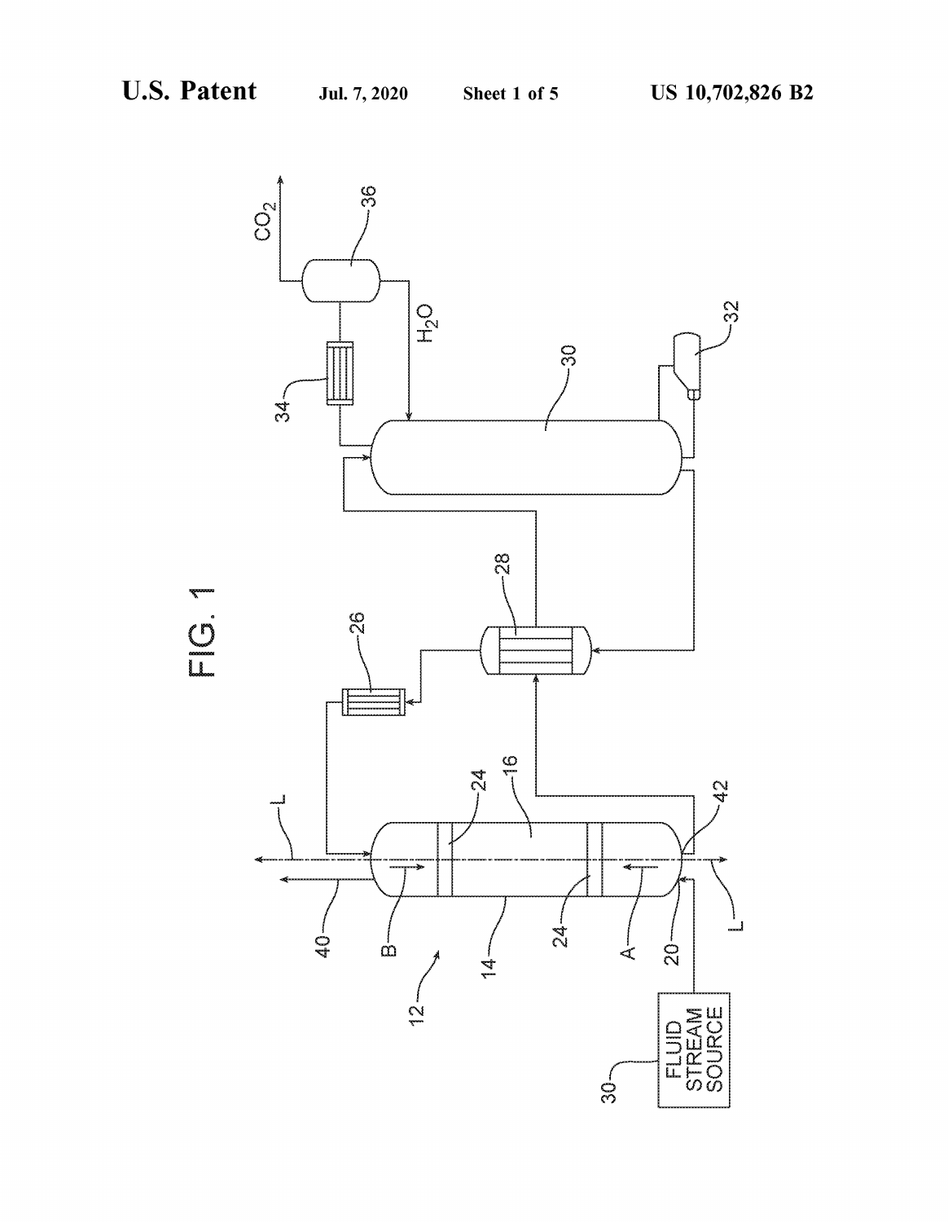FIG. 1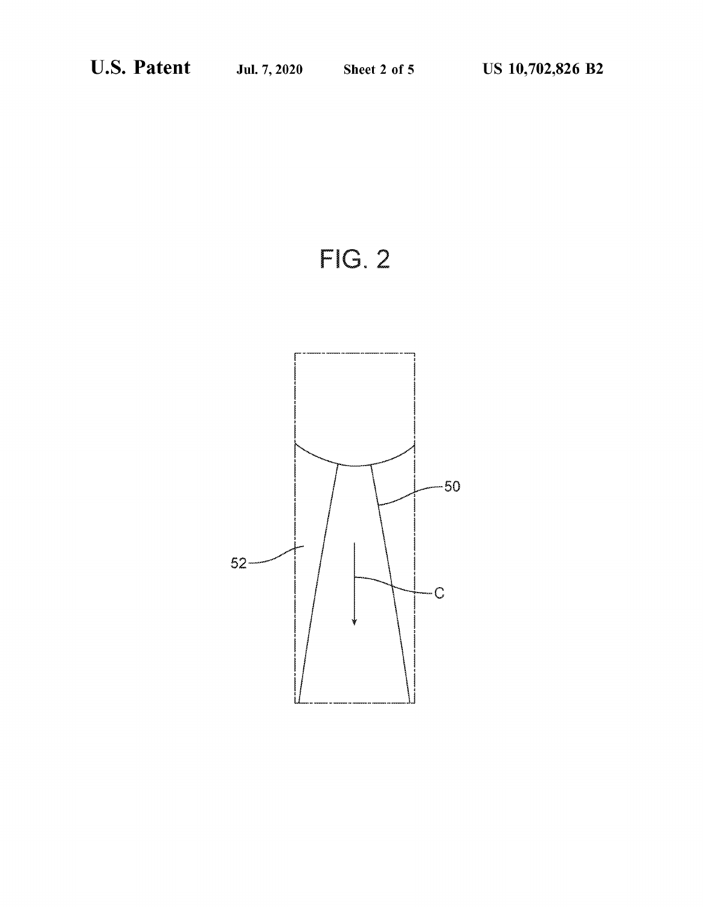FIG. 2

52

50

C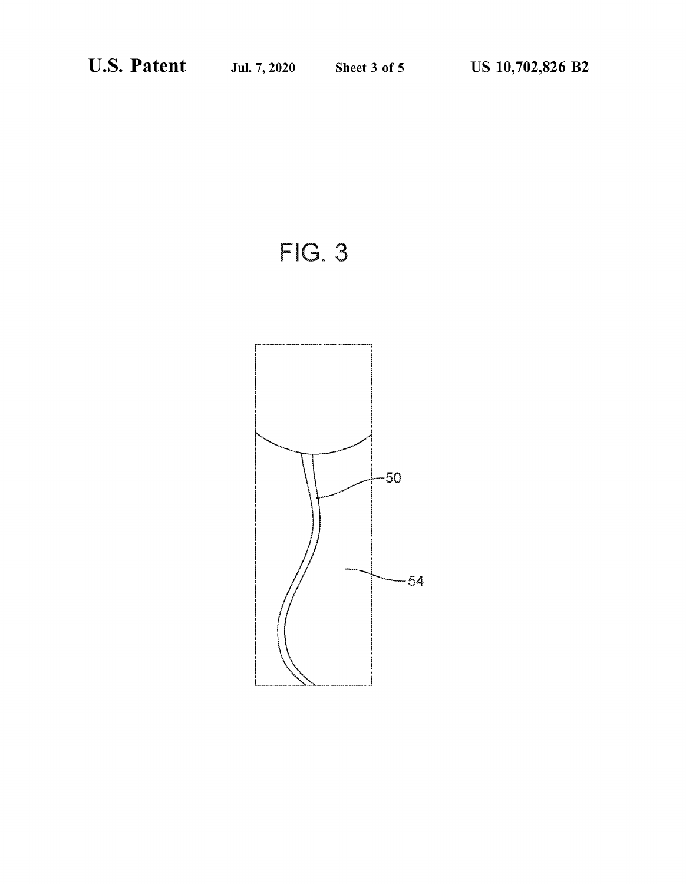FIG. 3

50

54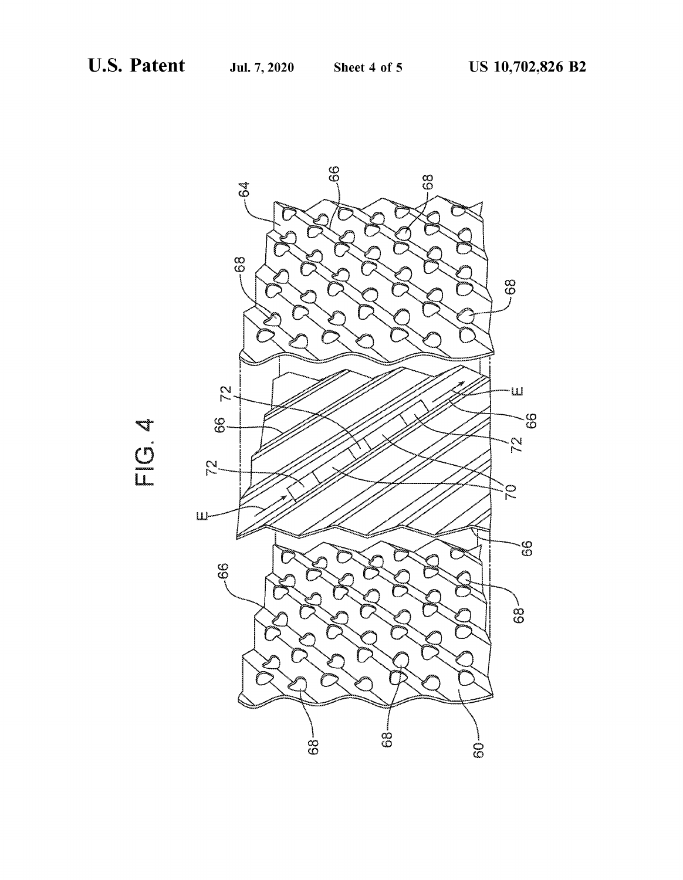FIG. 4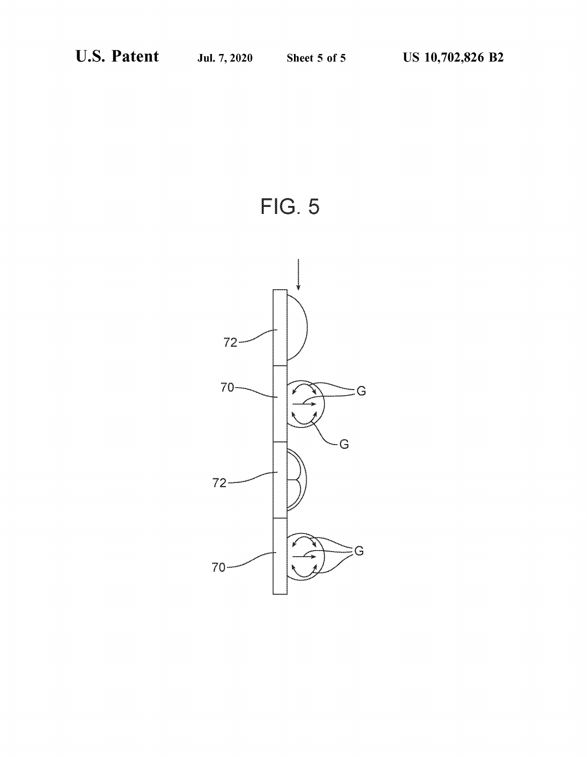FIG. 5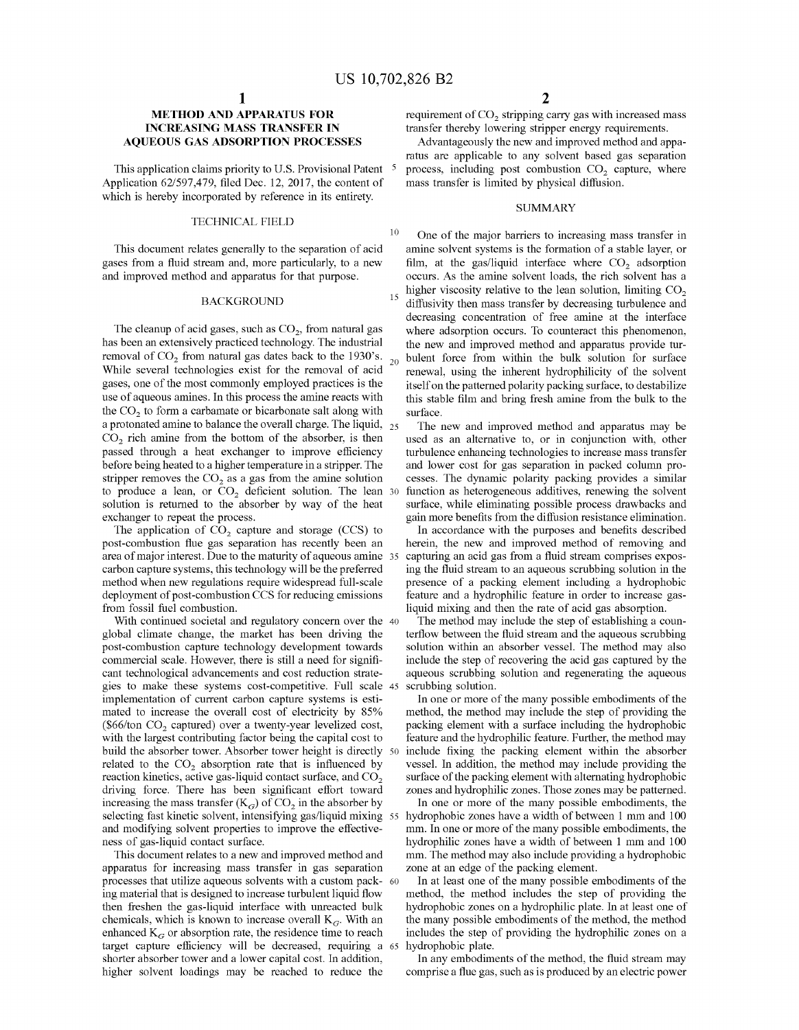# METHOD AND APPARATUS FOR INCREASING MASS TRANSFER IN AQUEOUS GAS ADSORPTION PROCESSES

This application claims priority to U.S. Provisional Patent Application 62/597,479, filed Dec. 12, 2017, the content of which is hereby incorporated by reference in its entirety.

## TECHNICAL FIELD

This document relates generally to the separation of acid gases from a fluid stream and, more particularly, to a new and improved method and apparatus for that purpose.

## BACKGROUND

The cleanup of acid gases, such as $CO_2$, from natural gas has been an extensively practiced technology. The industrial removal of $CO_2$ from natural gas dates back to the 1930's. While several technologies exist for the removal of acid gases, one of the most commonly employed practices is the use of aqueous amines. In this process the amine reacts with the $CO_2$ to form a carbamate or bicarbonate salt along with a protonated amine to balance the overall charge. The liquid, $CO_2$ rich amine from the bottom of the absorber, is then passed through a heat exchanger to improve efficiency before being heated to a higher temperature in a stripper. The stripper removes the $CO_2$ as a gas from the amine solution to produce a lean, or $CO_2$ deficient solution. The lean solution is returned to the absorber by way of the heat exchanger to repeat the process.

The application of $CO_2$ capture and storage (CCS) to post-combustion flue gas separation has recently been an area of major interest. Due to the maturity of aqueous amine carbon capture systems, this technology will be the preferred method when new regulations require widespread full-scale deployment of post-combustion CCS for reducing emissions from fossil fuel combustion.

With continued societal and regulatory concern over the global climate change, the market has been driving the post-combustion capture technology development towards commercial scale. However, there is still a need for significant technological advancements and cost reduction strategies to make these systems cost-competitive. Full scale implementation of current carbon capture systems is estimated to increase the overall cost of electricity by 85% (\$66/ton $CO_2$ captured) over a twenty-year levelized cost, with the largest contributing factor being the capital cost to build the absorber tower. Absorber tower height is directly related to the $CO_2$ absorption rate that is influenced by reaction kinetics, active gas-liquid contact surface, and $CO_2$ driving force. There has been significant effort toward increasing the mass transfer ($K_G$) of $CO_2$ in the absorber by selecting fast kinetic solvent, intensifying gas/liquid mixing and modifying solvent properties to improve the effectiveness of gas-liquid contact surface.

This document relates to a new and improved method and apparatus for increasing mass transfer in gas separation processes that utilize aqueous solvents with a custom packing material that is designed to increase turbulent liquid flow then freshen the gas-liquid interface with unreacted bulk chemicals, which is known to increase overall $K_G$. With an enhanced $K_G$ or absorption rate, the residence time to reach target capture efficiency will be decreased, requiring a shorter absorber tower and a lower capital cost. In addition, higher solvent loadings may be reached to reduce the requirement of $CO_2$ stripping carry gas with increased mass transfer thereby lowering stripper energy requirements.

Advantageously the new and improved method and apparatus are applicable to any solvent based gas separation process, including post combustion $CO_2$ capture, where mass transfer is limited by physical diffusion.

## SUMMARY

One of the major barriers to increasing mass transfer in amine solvent systems is the formation of a stable layer, or film, at the gas/liquid interface where $CO_2$ adsorption occurs. As the amine solvent loads, the rich solvent has a higher viscosity relative to the lean solution, limiting $CO_2$ diffusivity then mass transfer by decreasing turbulence and decreasing concentration of free amine at the interface where adsorption occurs. To counteract this phenomenon, the new and improved method and apparatus provide turbulent force from within the bulk solution for surface renewal, using the inherent hydrophilicity of the solvent itself on the patterned polarity packing surface, to destabilize this stable film and bring fresh amine from the bulk to the surface.

The new and improved method and apparatus may be used as an alternative to, or in conjunction with, other turbulence enhancing technologies to increase mass transfer and lower cost for gas separation in packed column processes. The dynamic polarity packing provides a similar function as heterogeneous additives, renewing the solvent surface, while eliminating possible process drawbacks and gain more benefits from the diffusion resistance elimination.

In accordance with the purposes and benefits described herein, the new and improved method of removing and capturing an acid gas from a fluid stream comprises exposing the fluid stream to an aqueous scrubbing solution in the presence of a packing element including a hydrophobic feature and a hydrophilic feature in order to increase gas-liquid mixing and then the rate of acid gas absorption.

The method may include the step of establishing a counterflow between the fluid stream and the aqueous scrubbing solution within an absorber vessel. The method may also include the step of recovering the acid gas captured by the aqueous scrubbing solution and regenerating the aqueous scrubbing solution.

In one or more of the many possible embodiments of the method, the method may include the step of providing the packing element with a surface including the hydrophobic feature and the hydrophilic feature. Further, the method may include fixing the packing element within the absorber vessel. In addition, the method may include providing the surface of the packing element with alternating hydrophobic zones and hydrophilic zones. Those zones may be patterned.

In one or more of the many possible embodiments, the hydrophobic zones have a width of between 1 mm and 100 mm. In one or more of the many possible embodiments, the hydrophilic zones have a width of between 1 mm and 100 mm. The method may also include providing a hydrophobic zone at an edge of the packing element.

In at least one of the many possible embodiments of the method, the method includes the step of providing the hydrophobic zones on a hydrophilic plate. In at least one of the many possible embodiments of the method, the method includes the step of providing the hydrophilic zones on a hydrophobic plate.

In any embodiments of the method, the fluid stream may comprise a flue gas, such as is produced by an electric power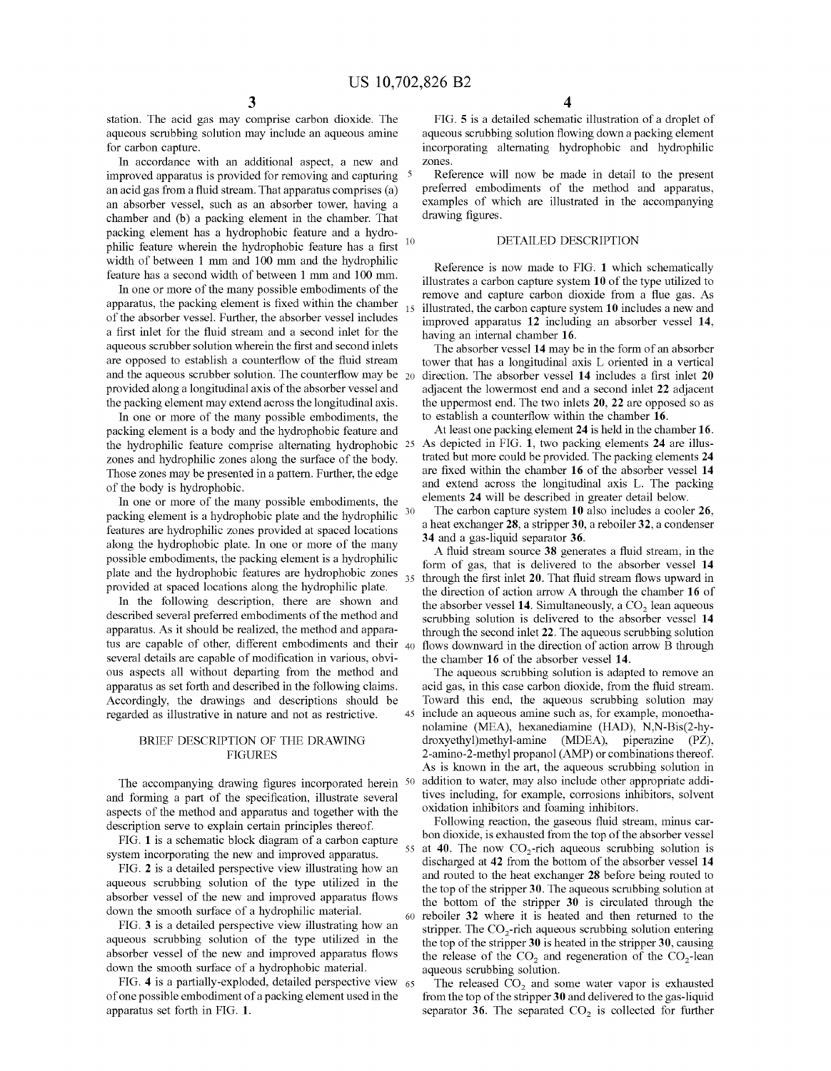station. The acid gas may comprise carbon dioxide. The aqueous scrubbing solution may include an aqueous amine for carbon capture.

In accordance with an additional aspect, a new and improved apparatus is provided for removing and capturing an acid gas from a fluid stream. That apparatus comprises (a) an absorber vessel, such as an absorber tower, having a chamber and (b) a packing element in the chamber. That packing element has a hydrophobic feature and a hydrophilic feature wherein the hydrophobic feature has a first width of between 1 mm and 100 mm and the hydrophilic feature has a second width of between 1 mm and 100 mm.

In one or more of the many possible embodiments of the apparatus, the packing element is fixed within the chamber of the absorber vessel. Further, the absorber vessel includes a first inlet for the fluid stream and a second inlet for the aqueous scrubber solution wherein the first and second inlets are opposed to establish a counterflow of the fluid stream and the aqueous scrubber solution. The counterflow may be provided along a longitudinal axis of the absorber vessel and the packing element may extend across the longitudinal axis.

In one or more of the many possible embodiments, the packing element is a body and the hydrophobic feature and the hydrophilic feature comprise alternating hydrophobic zones and hydrophilic zones along the surface of the body. Those zones may be presented in a pattern. Further, the edge of the body is hydrophobic.

In one or more of the many possible embodiments, the packing element is a hydrophobic plate and the hydrophilic features are hydrophilic zones provided at spaced locations along the hydrophobic plate. In one or more of the many possible embodiments, the packing element is a hydrophilic plate and the hydrophobic features are hydrophobic zones provided at spaced locations along the hydrophilic plate.

In the following description, there are shown and described several preferred embodiments of the method and apparatus. As it should be realized, the method and apparatus are capable of other, different embodiments and their several details are capable of modification in various, obvious aspects all without departing from the method and apparatus as set forth and described in the following claims. Accordingly, the drawings and descriptions should be regarded as illustrative in nature and not as restrictive.

## BRIEF DESCRIPTION OF THE DRAWING FIGURES

The accompanying drawing figures incorporated herein and forming a part of the specification, illustrate several aspects of the method and apparatus and together with the description serve to explain certain principles thereof.

FIG. **1** is a schematic block diagram of a carbon capture system incorporating the new and improved apparatus.

FIG. **2** is a detailed perspective view illustrating how an aqueous scrubbing solution of the type utilized in the absorber vessel of the new and improved apparatus flows down the smooth surface of a hydrophilic material.

FIG. **3** is a detailed perspective view illustrating how an aqueous scrubbing solution of the type utilized in the absorber vessel of the new and improved apparatus flows down the smooth surface of a hydrophobic material.

FIG. **4** is a partially-exploded, detailed perspective view of one possible embodiment of a packing element used in the apparatus set forth in FIG. **1**.

FIG. **5** is a detailed schematic illustration of a droplet of aqueous scrubbing solution flowing down a packing element incorporating alternating hydrophobic and hydrophilic zones.

Reference will now be made in detail to the present preferred embodiments of the method and apparatus, examples of which are illustrated in the accompanying drawing figures.

## DETAILED DESCRIPTION

Reference is now made to FIG. **1** which schematically illustrates a carbon capture system **10** of the type utilized to remove and capture carbon dioxide from a flue gas. As illustrated, the carbon capture system **10** includes a new and improved apparatus **12** including an absorber vessel **14**, having an internal chamber **16**.

The absorber vessel **14** may be in the form of an absorber tower that has a longitudinal axis L oriented in a vertical direction. The absorber vessel **14** includes a first inlet **20** adjacent the lowermost end and a second inlet **22** adjacent the uppermost end. The two inlets **20**, **22** are opposed so as to establish a counterflow within the chamber **16**.

At least one packing element **24** is held in the chamber **16**. As depicted in FIG. **1**, two packing elements **24** are illustrated but more could be provided. The packing elements **24** are fixed within the chamber **16** of the absorber vessel **14** and extend across the longitudinal axis L. The packing elements **24** will be described in greater detail below.

The carbon capture system **10** also includes a cooler **26**, a heat exchanger **28**, a stripper **30**, a reboiler **32**, a condenser **34** and a gas-liquid separator **36**.

A fluid stream source **38** generates a fluid stream, in the form of gas, that is delivered to the absorber vessel **14** through the first inlet **20**. That fluid stream flows upward in the direction of action arrow A through the chamber **16** of the absorber vessel **14**. Simultaneously, a $CO_2$ lean aqueous scrubbing solution is delivered to the absorber vessel **14** through the second inlet **22**. The aqueous scrubbing solution flows downward in the direction of action arrow B through the chamber **16** of the absorber vessel **14**.

The aqueous scrubbing solution is adapted to remove an acid gas, in this case carbon dioxide, from the fluid stream. Toward this end, the aqueous scrubbing solution may include an aqueous amine such as, for example, monoethanolamine (MEA), hexanediamine (HAD), N,N-Bis(2-hydroxyethyl)methyl-amine (MDEA), piperazine (PZ), 2-amino-2-methyl propanol (AMP) or combinations thereof. As is known in the art, the aqueous scrubbing solution in addition to water, may also include other appropriate additives including, for example, corrosions inhibitors, solvent oxidation inhibitors and foaming inhibitors.

Following reaction, the gaseous fluid stream, minus carbon dioxide, is exhausted from the top of the absorber vessel at **40**. The now $CO_2$-rich aqueous scrubbing solution is discharged at **42** from the bottom of the absorber vessel **14** and routed to the heat exchanger **28** before being routed to the top of the stripper **30**. The aqueous scrubbing solution at the bottom of the stripper **30** is circulated through the reboiler **32** where it is heated and then returned to the stripper. The $CO_2$-rich aqueous scrubbing solution entering the top of the stripper **30** is heated in the stripper **30**, causing the release of the $CO_2$ and regeneration of the $CO_2$-lean aqueous scrubbing solution.

The released $CO_2$ and some water vapor is exhausted from the top of the stripper **30** and delivered to the gas-liquid separator **36**. The separated $CO_2$ is collected for further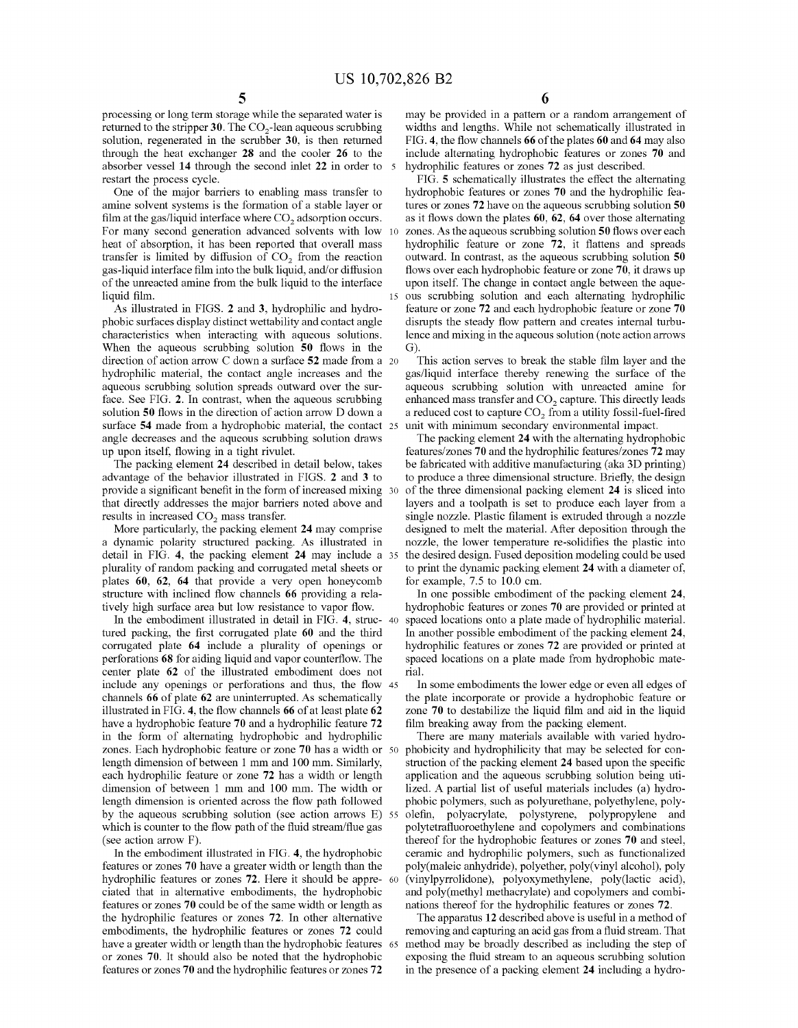processing or long term storage while the separated water is returned to the stripper 30. The $CO_2$-lean aqueous scrubbing solution, regenerated in the scrubber 30, is then returned through the heat exchanger 28 and the cooler 26 to the absorber vessel 14 through the second inlet 22 in order to restart the process cycle.

One of the major barriers to enabling mass transfer to amine solvent systems is the formation of a stable layer or film at the gas/liquid interface where $CO_2$ adsorption occurs. For many second generation advanced solvents with low heat of absorption, it has been reported that overall mass transfer is limited by diffusion of $CO_2$ from the reaction gas-liquid interface film into the bulk liquid, and/or diffusion of the unreacted amine from the bulk liquid to the interface liquid film.

As illustrated in FIGS. 2 and 3, hydrophilic and hydrophobic surfaces display distinct wettability and contact angle characteristics when interacting with aqueous solutions. When the aqueous scrubbing solution 50 flows in the direction of action arrow C down a surface 52 made from a hydrophilic material, the contact angle increases and the aqueous scrubbing solution spreads outward over the surface. See FIG. 2. In contrast, when the aqueous scrubbing solution 50 flows in the direction of action arrow D down a surface 54 made from a hydrophobic material, the contact angle decreases and the aqueous scrubbing solution draws up upon itself, flowing in a tight rivulet.

The packing element 24 described in detail below, takes advantage of the behavior illustrated in FIGS. 2 and 3 to provide a significant benefit in the form of increased mixing that directly addresses the major barriers noted above and results in increased $CO_2$ mass transfer.

More particularly, the packing element 24 may comprise a dynamic polarity structured packing. As illustrated in detail in FIG. 4, the packing element 24 may include a plurality of random packing and corrugated metal sheets or plates 60, 62, 64 that provide a very open honeycomb structure with inclined flow channels 66 providing a relatively high surface area but low resistance to vapor flow.

In the embodiment illustrated in detail in FIG. 4, structured packing, the first corrugated plate 60 and the third corrugated plate 64 include a plurality of openings or perforations 68 for aiding liquid and vapor counterflow. The center plate 62 of the illustrated embodiment does not include any openings or perforations and thus, the flow channels 66 of plate 62 are uninterrupted. As schematically illustrated in FIG. 4, the flow channels 66 of at least plate 62 have a hydrophobic feature 70 and a hydrophilic feature 72 in the form of alternating hydrophobic and hydrophilic zones. Each hydrophobic feature or zone 70 has a width or length dimension of between 1 mm and 100 mm. Similarly, each hydrophilic feature or zone 72 has a width or length dimension of between 1 mm and 100 mm. The width or length dimension is oriented across the flow path followed by the aqueous scrubbing solution (see action arrows E) which is counter to the flow path of the fluid stream/flue gas (see action arrow F).

In the embodiment illustrated in FIG. 4, the hydrophobic features or zones 70 have a greater width or length than the hydrophilic features or zones 72. Here it should be appreciated that in alternative embodiments, the hydrophobic features or zones 70 could be of the same width or length as the hydrophilic features or zones 72. In other alternative embodiments, the hydrophilic features or zones 72 could have a greater width or length than the hydrophobic features or zones 70. It should also be noted that the hydrophobic features or zones 70 and the hydrophilic features or zones 72 may be provided in a pattern or a random arrangement of widths and lengths. While not schematically illustrated in FIG. 4, the flow channels 66 of the plates 60 and 64 may also include alternating hydrophobic features or zones 70 and hydrophilic features or zones 72 as just described.

FIG. 5 schematically illustrates the effect the alternating hydrophobic features or zones 70 and the hydrophilic features or zones 72 have on the aqueous scrubbing solution 50 as it flows down the plates 60, 62, 64 over those alternating zones. As the aqueous scrubbing solution 50 flows over each hydrophilic feature or zone 72, it flattens and spreads outward. In contrast, as the aqueous scrubbing solution 50 flows over each hydrophobic feature or zone 70, it draws up upon itself. The change in contact angle between the aqueous scrubbing solution and each alternating hydrophilic feature or zone 72 and each hydrophobic feature or zone 70 disrupts the steady flow pattern and creates internal turbulence and mixing in the aqueous solution (note action arrows G).

This action serves to break the stable film layer and the gas/liquid interface thereby renewing the surface of the aqueous scrubbing solution with unreacted amine for enhanced mass transfer and $CO_2$ capture. This directly leads a reduced cost to capture $CO_2$ from a utility fossil-fuel-fired unit with minimum secondary environmental impact.

The packing element 24 with the alternating hydrophobic features/zones 70 and the hydrophilic features/zones 72 may be fabricated with additive manufacturing (aka 3D printing) to produce a three dimensional structure. Briefly, the design of the three dimensional packing element 24 is sliced into layers and a toolpath is set to produce each layer from a single nozzle. Plastic filament is extruded through a nozzle designed to melt the material. After deposition through the nozzle, the lower temperature re-solidifies the plastic into the desired design. Fused deposition modeling could be used to print the dynamic packing element 24 with a diameter of, for example, 7.5 to 10.0 cm.

In one possible embodiment of the packing element 24, hydrophobic features or zones 70 are provided or printed at spaced locations onto a plate made of hydrophilic material. In another possible embodiment of the packing element 24, hydrophilic features or zones 72 are provided or printed at spaced locations on a plate made from hydrophobic material.

In some embodiments the lower edge or even all edges of the plate incorporate or provide a hydrophobic feature or zone 70 to destabilize the liquid film and aid in the liquid film breaking away from the packing element.

There are many materials available with varied hydrophobicity and hydrophilicity that may be selected for construction of the packing element 24 based upon the specific application and the aqueous scrubbing solution being utilized. A partial list of useful materials includes (a) hydrophobic polymers, such as polyurethane, polyethylene, polyolefin, polyacrylate, polystyrene, polypropylene and polytetrafluoroethylene and copolymers and combinations thereof for the hydrophobic features or zones 70 and steel, ceramic and hydrophilic polymers, such as functionalized poly(maleic anhydride), polyether, poly(vinyl alcohol), poly (vinylpyrrolidone), polyoxymethylene, poly(lactic acid), and poly(methyl methacrylate) and copolymers and combinations thereof for the hydrophilic features or zones 72.

The apparatus 12 described above is useful in a method of removing and capturing an acid gas from a fluid stream. That method may be broadly described as including the step of exposing the fluid stream to an aqueous scrubbing solution in the presence of a packing element 24 including a hydro-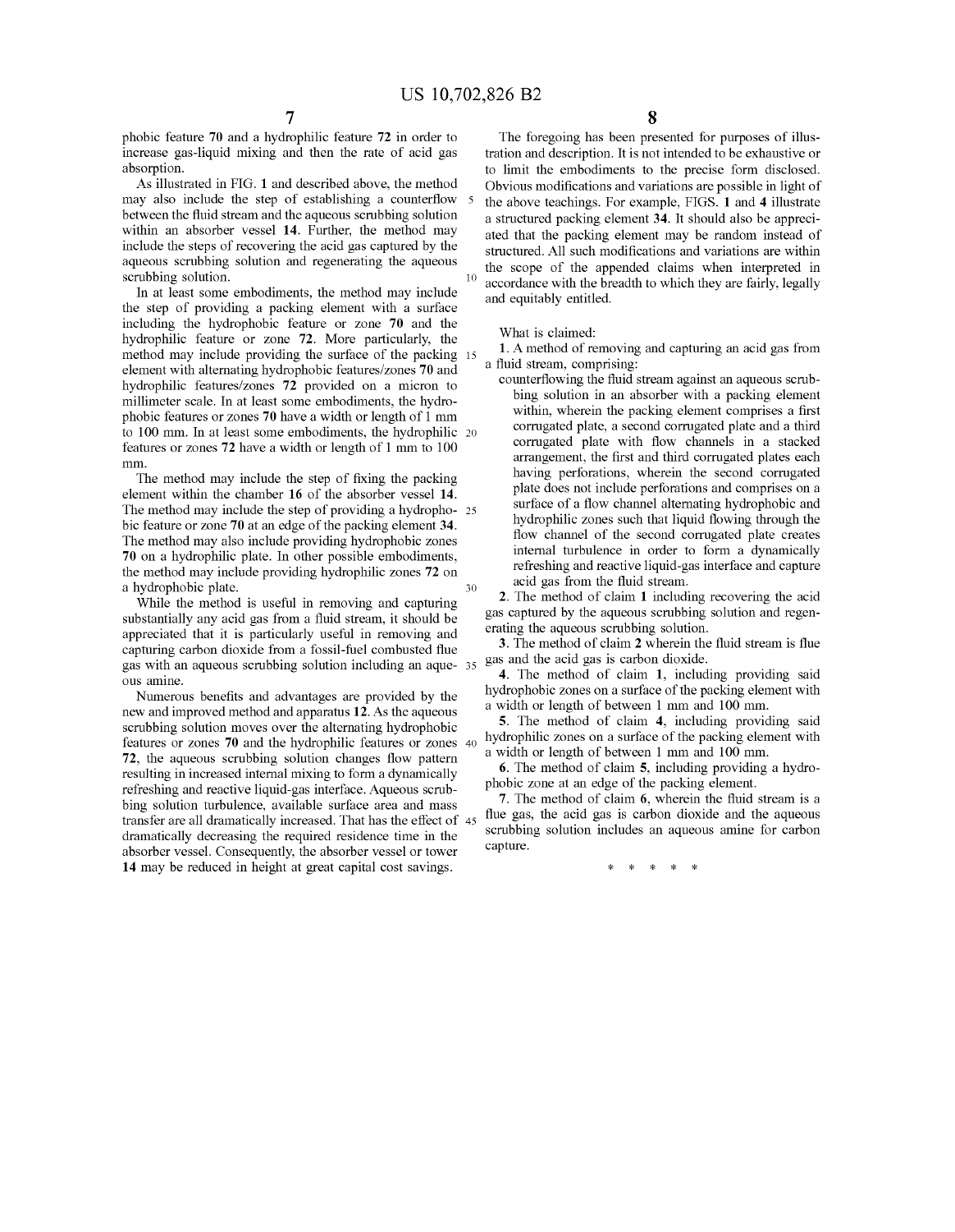phobic feature 70 and a hydrophilic feature 72 in order to increase gas-liquid mixing and then the rate of acid gas absorption.

As illustrated in FIG. 1 and described above, the method may also include the step of establishing a counterflow between the fluid stream and the aqueous scrubbing solution within an absorber vessel 14. Further, the method may include the steps of recovering the acid gas captured by the aqueous scrubbing solution and regenerating the aqueous scrubbing solution.

In at least some embodiments, the method may include the step of providing a packing element with a surface including the hydrophobic feature or zone 70 and the hydrophilic feature or zone 72. More particularly, the method may include providing the surface of the packing element with alternating hydrophobic features/zones 70 and hydrophilic features/zones 72 provided on a micron to millimeter scale. In at least some embodiments, the hydrophobic features or zones 70 have a width or length of 1 mm to 100 mm. In at least some embodiments, the hydrophilic features or zones 72 have a width or length of 1 mm to 100 mm.

The method may include the step of fixing the packing element within the chamber 16 of the absorber vessel 14. The method may include the step of providing a hydrophobic feature or zone 70 at an edge of the packing element 34. The method may also include providing hydrophobic zones 70 on a hydrophilic plate. In other possible embodiments, the method may include providing hydrophilic zones 72 on a hydrophobic plate.

While the method is useful in removing and capturing substantially any acid gas from a fluid stream, it should be appreciated that it is particularly useful in removing and capturing carbon dioxide from a fossil-fuel combusted flue gas with an aqueous scrubbing solution including an aqueous amine.

Numerous benefits and advantages are provided by the new and improved method and apparatus 12. As the aqueous scrubbing solution moves over the alternating hydrophobic features or zones 70 and the hydrophilic features or zones 72, the aqueous scrubbing solution changes flow pattern resulting in increased internal mixing to form a dynamically refreshing and reactive liquid-gas interface. Aqueous scrubbing solution turbulence, available surface area and mass transfer are all dramatically increased. That has the effect of dramatically decreasing the required residence time in the absorber vessel. Consequently, the absorber vessel or tower 14 may be reduced in height at great capital cost savings.

The foregoing has been presented for purposes of illustration and description. It is not intended to be exhaustive or to limit the embodiments to the precise form disclosed. Obvious modifications and variations are possible in light of the above teachings. For example, FIGS. 1 and 4 illustrate a structured packing element 34. It should also be appreciated that the packing element may be random instead of structured. All such modifications and variations are within the scope of the appended claims when interpreted in accordance with the breadth to which they are fairly, legally and equitably entitled.

What is claimed:

1. A method of removing and capturing an acid gas from a fluid stream, comprising:
   counterflowing the fluid stream against an aqueous scrubbing solution in an absorber with a packing element within, wherein the packing element comprises a first corrugated plate, a second corrugated plate and a third corrugated plate with flow channels in a stacked arrangement, the first and third corrugated plates each having perforations, wherein the second corrugated plate does not include perforations and comprises on a surface of a flow channel alternating hydrophobic and hydrophilic zones such that liquid flowing through the flow channel of the second corrugated plate creates internal turbulence in order to form a dynamically refreshing and reactive liquid-gas interface and capture acid gas from the fluid stream.

2. The method of claim 1 including recovering the acid gas captured by the aqueous scrubbing solution and regenerating the aqueous scrubbing solution.

3. The method of claim 2 wherein the fluid stream is flue gas and the acid gas is carbon dioxide.

4. The method of claim 1, including providing said hydrophobic zones on a surface of the packing element with a width or length of between 1 mm and 100 mm.

5. The method of claim 4, including providing said hydrophilic zones on a surface of the packing element with a width or length of between 1 mm and 100 mm.

6. The method of claim 5, including providing a hydrophobic zone at an edge of the packing element.

7. The method of claim 6, wherein the fluid stream is a flue gas, the acid gas is carbon dioxide and the aqueous scrubbing solution includes an aqueous amine for carbon capture.

* * * * *